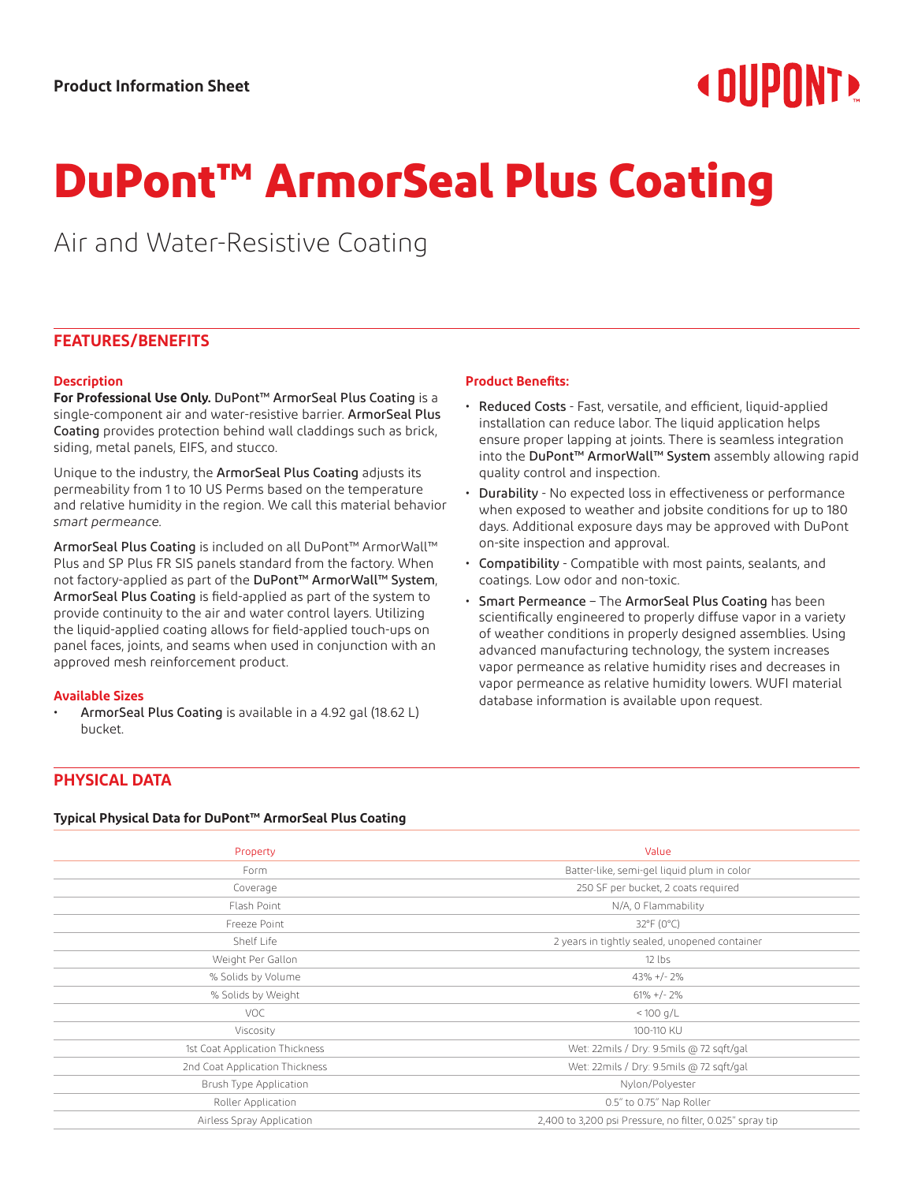Product Information Sheet

# DuPont™ ArmorSeal Plus Coating

Air and Water-Resistive Coating

## FEATURES/BENEFITS

### Description

**For Professional Use Only.** DuPont™ ArmorSeal Plus Coating is a single-component air and water-resistive barrier. ArmorSeal Plus Coating provides protection behind wall claddings such as brick, siding, metal panels, EIFS, and stucco.

Unique to the industry, the ArmorSeal Plus Coating adjusts its permeability from 1 to 10 US Perms based on the temperature and relative humidity in the region. We call this material behavior *smart permeance*.

ArmorSeal Plus Coating is included on all DuPont™ ArmorWall™ Plus and SP Plus FR SIS panels standard from the factory. When not factory-applied as part of the DuPont™ ArmorWall™ System, ArmorSeal Plus Coating is field-applied as part of the system to provide continuity to the air and water control layers. Utilizing the liquid-applied coating allows for field-applied touch-ups on panel faces, joints, and seams when used in conjunction with an approved mesh reinforcement product.

### Available Sizes

- ArmorSeal Plus Coating is available in a 4.92 gal (18.62 L) bucket.

### Product Benefits:

- Reduced Costs - Fast, versatile, and efficient, liquid-applied installation can reduce labor. The liquid application helps ensure proper lapping at joints. There is seamless integration into the DuPont™ ArmorWall™ System assembly allowing rapid quality control and inspection.
- Durability - No expected loss in effectiveness or performance when exposed to weather and jobsite conditions for up to 180 days. Additional exposure days may be approved with DuPont on-site inspection and approval.
- Compatibility - Compatible with most paints, sealants, and coatings. Low odor and non-toxic.
- Smart Permeance – The ArmorSeal Plus Coating has been scientifically engineered to properly diffuse vapor in a variety of weather conditions in properly designed assemblies. Using advanced manufacturing technology, the system increases vapor permeance as relative humidity rises and decreases in vapor permeance as relative humidity lowers. WUFI material database information is available upon request.

## PHYSICAL DATA

**Typical Physical Data for DuPont™ ArmorSeal Plus Coating**

| Property | Value |
|---|---|
| Form | Batter-like, semi-gel liquid plum in color |
| Coverage | 250 SF per bucket, 2 coats required |
| Flash Point | N/A, 0 Flammability |
| Freeze Point | 32°F (0°C) |
| Shelf Life | 2 years in tightly sealed, unopened container |
| Weight Per Gallon | 12 lbs |
| % Solids by Volume | 43% +/- 2% |
| % Solids by Weight | 61% +/- 2% |
| VOC | < 100 g/L |
| Viscosity | 100-110 KU |
| 1st Coat Application Thickness | Wet: 22mils / Dry: 9.5mils @ 72 sqft/gal |
| 2nd Coat Application Thickness | Wet: 22mils / Dry: 9.5mils @ 72 sqft/gal |
| Brush Type Application | Nylon/Polyester |
| Roller Application | 0.5" to 0.75" Nap Roller |
| Airless Spray Application | 2,400 to 3,200 psi Pressure, no filter, 0.025" spray tip |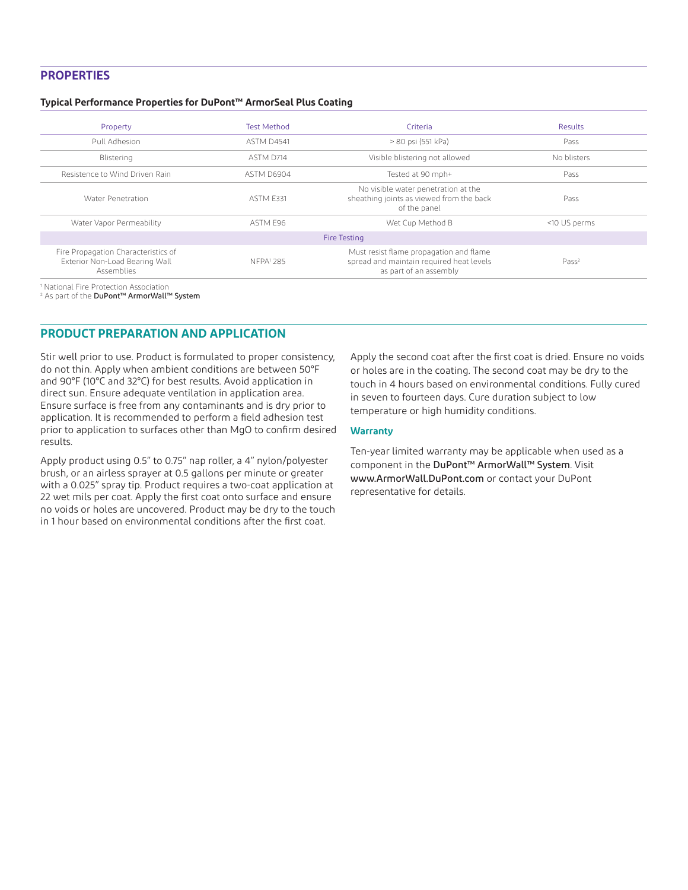## PROPERTIES

**Typical Performance Properties for DuPont™ ArmorSeal Plus Coating**

| Property | Test Method | Criteria | Results |
|---|---|---|---|
| Pull Adhesion | ASTM D4541 | > 80 psi (551 kPa) | Pass |
| Blistering | ASTM D714 | Visible blistering not allowed | No blisters |
| Resistence to Wind Driven Rain | ASTM D6904 | Tested at 90 mph+ | Pass |
| Water Penetration | ASTM E331 | No visible water penetration at the sheathing joints as viewed from the back of the panel | Pass |
| Water Vapor Permeability | ASTM E96 | Wet Cup Method B | <10 US perms |
| Fire Testing | | | |
| Fire Propagation Characteristics of Exterior Non-Load Bearing Wall Assemblies | NFPA[1] 285 | Must resist flame propagation and flame spread and maintain required heat levels as part of an assembly | Pass[2] |

[1] National Fire Protection Association
[2] As part of the **DuPont™ ArmorWall™ System**

## PRODUCT PREPARATION AND APPLICATION

Stir well prior to use. Product is formulated to proper consistency, do not thin. Apply when ambient conditions are between 50°F and 90°F (10°C and 32°C) for best results. Avoid application in direct sun. Ensure adequate ventilation in application area. Ensure surface is free from any contaminants and is dry prior to application. It is recommended to perform a field adhesion test prior to application to surfaces other than MgO to confirm desired results.

Apply product using 0.5" to 0.75" nap roller, a 4" nylon/polyester brush, or an airless sprayer at 0.5 gallons per minute or greater with a 0.025" spray tip. Product requires a two-coat application at 22 wet mils per coat. Apply the first coat onto surface and ensure no voids or holes are uncovered. Product may be dry to the touch in 1 hour based on environmental conditions after the first coat.

Apply the second coat after the first coat is dried. Ensure no voids or holes are in the coating. The second coat may be dry to the touch in 4 hours based on environmental conditions. Fully cured in seven to fourteen days. Cure duration subject to low temperature or high humidity conditions.

### Warranty

Ten-year limited warranty may be applicable when used as a component in the DuPont™ ArmorWall™ System. Visit www.ArmorWall.DuPont.com or contact your DuPont representative for details.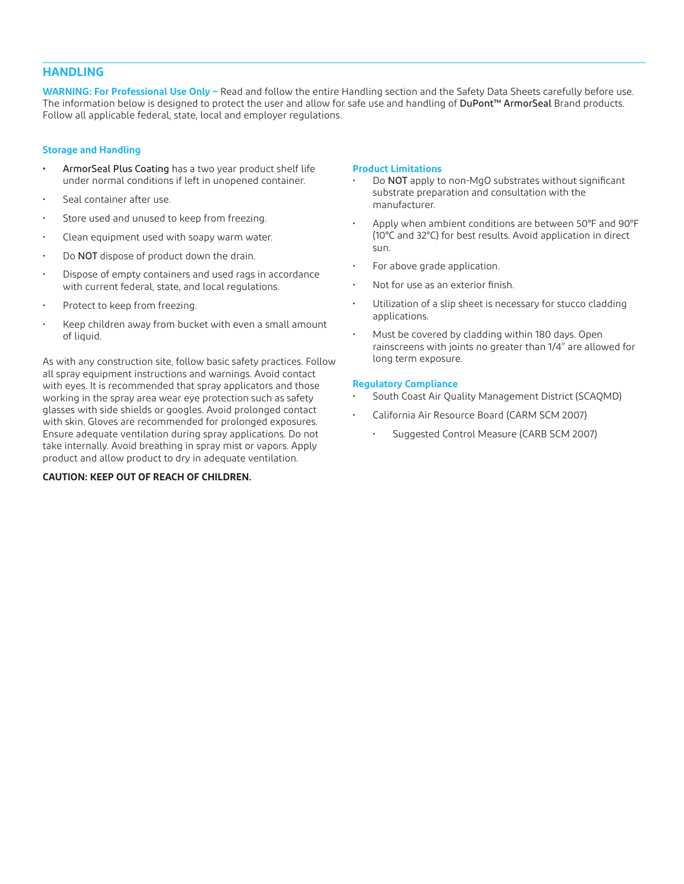## HANDLING

**WARNING: For Professional Use Only –** Read and follow the entire Handling section and the Safety Data Sheets carefully before use. The information below is designed to protect the user and allow for safe use and handling of DuPont™ ArmorSeal Brand products. Follow all applicable federal, state, local and employer regulations.

### Storage and Handling

- ArmorSeal Plus Coating has a two year product shelf life under normal conditions if left in unopened container.
- Seal container after use.
- Store used and unused to keep from freezing.
- Clean equipment used with soapy warm water.
- Do **NOT** dispose of product down the drain.
- Dispose of empty containers and used rags in accordance with current federal, state, and local regulations.
- Protect to keep from freezing.
- Keep children away from bucket with even a small amount of liquid.

As with any construction site, follow basic safety practices. Follow all spray equipment instructions and warnings. Avoid contact with eyes. It is recommended that spray applicators and those working in the spray area wear eye protection such as safety glasses with side shields or googles. Avoid prolonged contact with skin. Gloves are recommended for prolonged exposures. Ensure adequate ventilation during spray applications. Do not take internally. Avoid breathing in spray mist or vapors. Apply product and allow product to dry in adequate ventilation.

**CAUTION: KEEP OUT OF REACH OF CHILDREN.**

### Product Limitations

- Do **NOT** apply to non-MgO substrates without significant substrate preparation and consultation with the manufacturer.
- Apply when ambient conditions are between 50°F and 90°F (10°C and 32°C) for best results. Avoid application in direct sun.
- For above grade application.
- Not for use as an exterior finish.
- Utilization of a slip sheet is necessary for stucco cladding applications.
- Must be covered by cladding within 180 days. Open rainscreens with joints no greater than 1/4" are allowed for long term exposure.

### Regulatory Compliance

- South Coast Air Quality Management District (SCAQMD)
- California Air Resource Board (CARM SCM 2007)
  - Suggested Control Measure (CARB SCM 2007)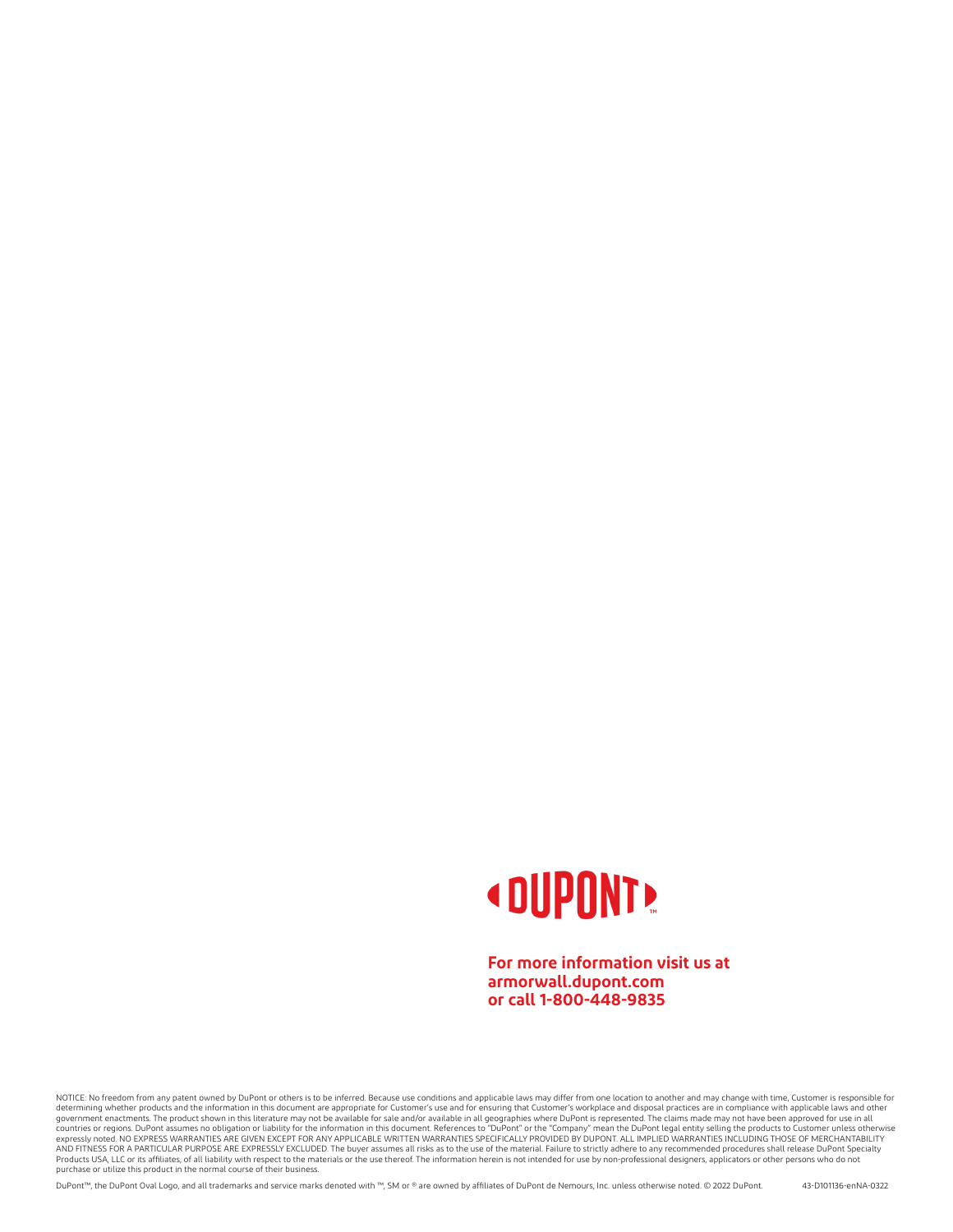DUPONT™

**For more information visit us at armorwall.dupont.com or call 1-800-448-9835**

NOTICE: No freedom from any patent owned by DuPont or others is to be inferred. Because use conditions and applicable laws may differ from one location to another and may change with time, Customer is responsible for determining whether products and the information in this document are appropriate for Customer's use and for ensuring that Customer's workplace and disposal practices are in compliance with applicable laws and other government enactments. The product shown in this literature may not be available for sale and/or available in all geographies where DuPont is represented. The claims made may not have been approved for use in all countries or regions. DuPont assumes no obligation or liability for the information in this document. References to "DuPont" or the "Company" mean the DuPont legal entity selling the products to Customer unless otherwise expressly noted. NO EXPRESS WARRANTIES ARE GIVEN EXCEPT FOR ANY APPLICABLE WRITTEN WARRANTIES SPECIFICALLY PROVIDED BY DUPONT. ALL IMPLIED WARRANTIES INCLUDING THOSE OF MERCHANTABILITY AND FITNESS FOR A PARTICULAR PURPOSE ARE EXPRESSLY EXCLUDED. The buyer assumes all risks as to the use of the material. Failure to strictly adhere to any recommended procedures shall release DuPont Specialty Products USA, LLC or its affiliates, of all liability with respect to the materials or the use thereof. The information herein is not intended for use by non-professional designers, applicators or other persons who do not purchase or utilize this product in the normal course of their business.

DuPont™, the DuPont Oval Logo, and all trademarks and service marks denoted with ™, SM or ® are owned by affiliates of DuPont de Nemours, Inc. unless otherwise noted. © 2022 DuPont.

43-D101136-enNA-0322